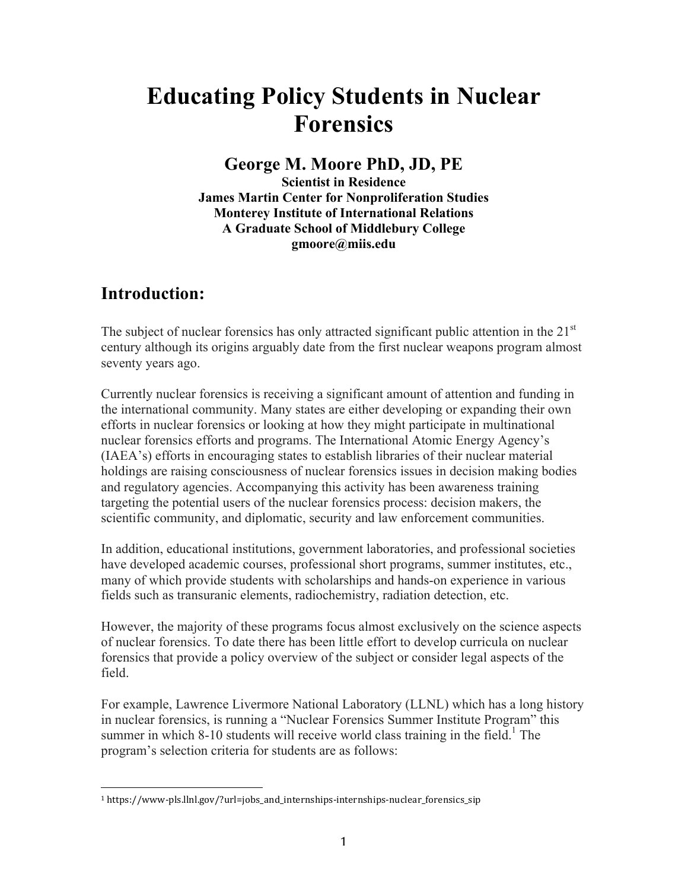# Educating Policy Students in Nuclear Forensics

## George M. Moore PhD, JD, PE

**Scientist in Residence**
**James Martin Center for Nonproliferation Studies**
**Monterey Institute of International Relations**
**A Graduate School of Middlebury College**
**gmoore@miis.edu**

## Introduction:

The subject of nuclear forensics has only attracted significant public attention in the 21st century although its origins arguably date from the first nuclear weapons program almost seventy years ago.

Currently nuclear forensics is receiving a significant amount of attention and funding in the international community. Many states are either developing or expanding their own efforts in nuclear forensics or looking at how they might participate in multinational nuclear forensics efforts and programs. The International Atomic Energy Agency's (IAEA's) efforts in encouraging states to establish libraries of their nuclear material holdings are raising consciousness of nuclear forensics issues in decision making bodies and regulatory agencies. Accompanying this activity has been awareness training targeting the potential users of the nuclear forensics process: decision makers, the scientific community, and diplomatic, security and law enforcement communities.

In addition, educational institutions, government laboratories, and professional societies have developed academic courses, professional short programs, summer institutes, etc., many of which provide students with scholarships and hands-on experience in various fields such as transuranic elements, radiochemistry, radiation detection, etc.

However, the majority of these programs focus almost exclusively on the science aspects of nuclear forensics. To date there has been little effort to develop curricula on nuclear forensics that provide a policy overview of the subject or consider legal aspects of the field.

For example, Lawrence Livermore National Laboratory (LLNL) which has a long history in nuclear forensics, is running a "Nuclear Forensics Summer Institute Program" this summer in which 8-10 students will receive world class training in the field.[1] The program's selection criteria for students are as follows:

[1] https://www-pls.llnl.gov/?url=jobs_and_internships-internships-nuclear_forensics_sip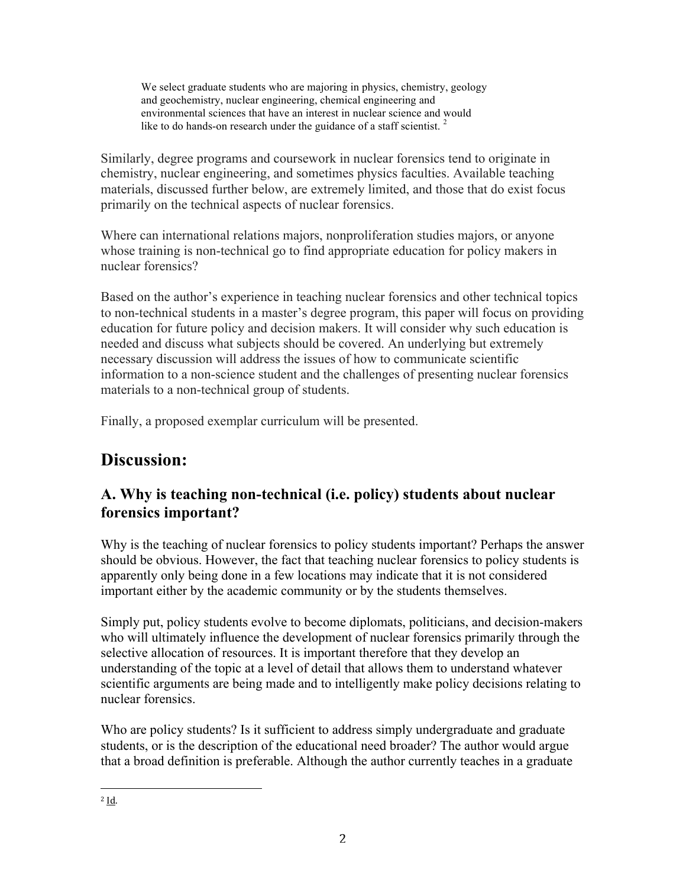> We select graduate students who are majoring in physics, chemistry, geology and geochemistry, nuclear engineering, chemical engineering and environmental sciences that have an interest in nuclear science and would like to do hands-on research under the guidance of a staff scientist. [2]

Similarly, degree programs and coursework in nuclear forensics tend to originate in chemistry, nuclear engineering, and sometimes physics faculties. Available teaching materials, discussed further below, are extremely limited, and those that do exist focus primarily on the technical aspects of nuclear forensics.

Where can international relations majors, nonproliferation studies majors, or anyone whose training is non-technical go to find appropriate education for policy makers in nuclear forensics?

Based on the author's experience in teaching nuclear forensics and other technical topics to non-technical students in a master's degree program, this paper will focus on providing education for future policy and decision makers. It will consider why such education is needed and discuss what subjects should be covered. An underlying but extremely necessary discussion will address the issues of how to communicate scientific information to a non-science student and the challenges of presenting nuclear forensics materials to a non-technical group of students.

Finally, a proposed exemplar curriculum will be presented.

# Discussion:

## A. Why is teaching non-technical (i.e. policy) students about nuclear forensics important?

Why is the teaching of nuclear forensics to policy students important? Perhaps the answer should be obvious. However, the fact that teaching nuclear forensics to policy students is apparently only being done in a few locations may indicate that it is not considered important either by the academic community or by the students themselves.

Simply put, policy students evolve to become diplomats, politicians, and decision-makers who will ultimately influence the development of nuclear forensics primarily through the selective allocation of resources. It is important therefore that they develop an understanding of the topic at a level of detail that allows them to understand whatever scientific arguments are being made and to intelligently make policy decisions relating to nuclear forensics.

Who are policy students? Is it sufficient to address simply undergraduate and graduate students, or is the description of the educational need broader? The author would argue that a broad definition is preferable. Although the author currently teaches in a graduate

---

[2] Id.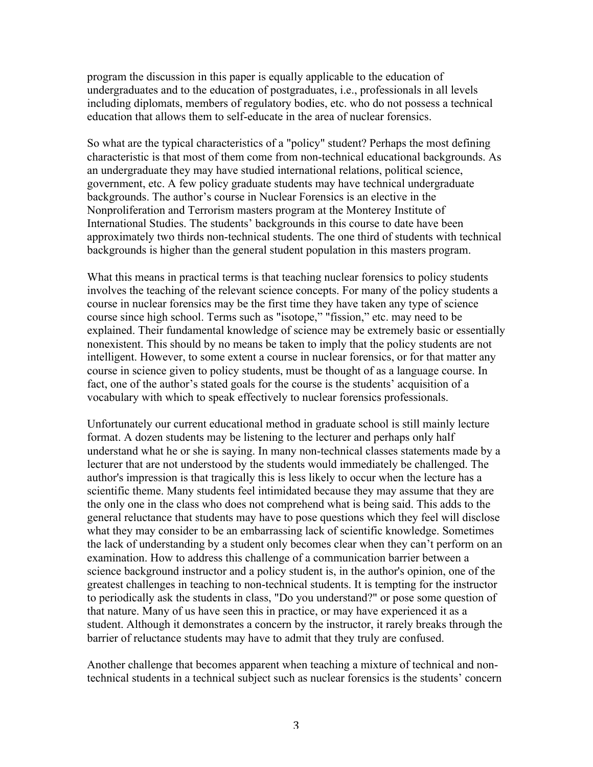program the discussion in this paper is equally applicable to the education of undergraduates and to the education of postgraduates, i.e., professionals in all levels including diplomats, members of regulatory bodies, etc. who do not possess a technical education that allows them to self-educate in the area of nuclear forensics.

So what are the typical characteristics of a "policy" student? Perhaps the most defining characteristic is that most of them come from non-technical educational backgrounds. As an undergraduate they may have studied international relations, political science, government, etc. A few policy graduate students may have technical undergraduate backgrounds. The author's course in Nuclear Forensics is an elective in the Nonproliferation and Terrorism masters program at the Monterey Institute of International Studies. The students' backgrounds in this course to date have been approximately two thirds non-technical students. The one third of students with technical backgrounds is higher than the general student population in this masters program.

What this means in practical terms is that teaching nuclear forensics to policy students involves the teaching of the relevant science concepts. For many of the policy students a course in nuclear forensics may be the first time they have taken any type of science course since high school. Terms such as "isotope," "fission," etc. may need to be explained. Their fundamental knowledge of science may be extremely basic or essentially nonexistent. This should by no means be taken to imply that the policy students are not intelligent. However, to some extent a course in nuclear forensics, or for that matter any course in science given to policy students, must be thought of as a language course. In fact, one of the author's stated goals for the course is the students' acquisition of a vocabulary with which to speak effectively to nuclear forensics professionals.

Unfortunately our current educational method in graduate school is still mainly lecture format. A dozen students may be listening to the lecturer and perhaps only half understand what he or she is saying. In many non-technical classes statements made by a lecturer that are not understood by the students would immediately be challenged. The author's impression is that tragically this is less likely to occur when the lecture has a scientific theme. Many students feel intimidated because they may assume that they are the only one in the class who does not comprehend what is being said. This adds to the general reluctance that students may have to pose questions which they feel will disclose what they may consider to be an embarrassing lack of scientific knowledge. Sometimes the lack of understanding by a student only becomes clear when they can't perform on an examination. How to address this challenge of a communication barrier between a science background instructor and a policy student is, in the author's opinion, one of the greatest challenges in teaching to non-technical students. It is tempting for the instructor to periodically ask the students in class, "Do you understand?" or pose some question of that nature. Many of us have seen this in practice, or may have experienced it as a student. Although it demonstrates a concern by the instructor, it rarely breaks through the barrier of reluctance students may have to admit that they truly are confused.

Another challenge that becomes apparent when teaching a mixture of technical and non-technical students in a technical subject such as nuclear forensics is the students' concern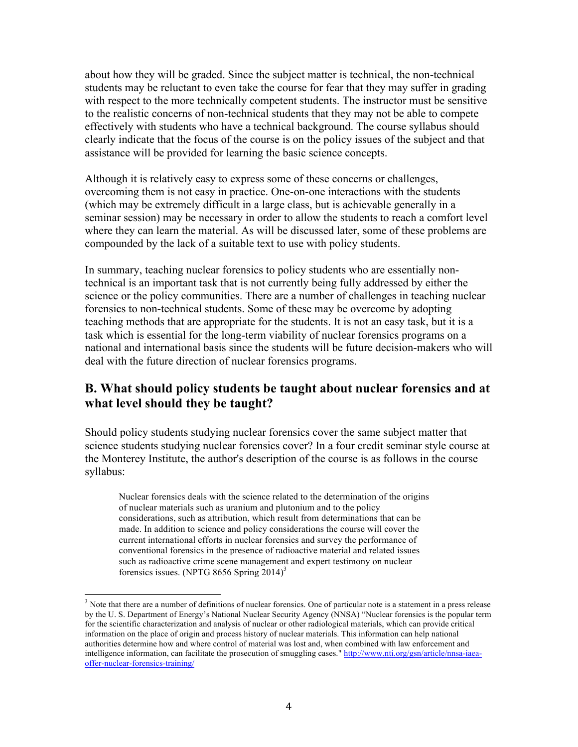about how they will be graded. Since the subject matter is technical, the non-technical students may be reluctant to even take the course for fear that they may suffer in grading with respect to the more technically competent students. The instructor must be sensitive to the realistic concerns of non-technical students that they may not be able to compete effectively with students who have a technical background. The course syllabus should clearly indicate that the focus of the course is on the policy issues of the subject and that assistance will be provided for learning the basic science concepts.

Although it is relatively easy to express some of these concerns or challenges, overcoming them is not easy in practice. One-on-one interactions with the students (which may be extremely difficult in a large class, but is achievable generally in a seminar session) may be necessary in order to allow the students to reach a comfort level where they can learn the material. As will be discussed later, some of these problems are compounded by the lack of a suitable text to use with policy students.

In summary, teaching nuclear forensics to policy students who are essentially non-technical is an important task that is not currently being fully addressed by either the science or the policy communities. There are a number of challenges in teaching nuclear forensics to non-technical students. Some of these may be overcome by adopting teaching methods that are appropriate for the students. It is not an easy task, but it is a task which is essential for the long-term viability of nuclear forensics programs on a national and international basis since the students will be future decision-makers who will deal with the future direction of nuclear forensics programs.

## B. What should policy students be taught about nuclear forensics and at what level should they be taught?

Should policy students studying nuclear forensics cover the same subject matter that science students studying nuclear forensics cover? In a four credit seminar style course at the Monterey Institute, the author's description of the course is as follows in the course syllabus:

> Nuclear forensics deals with the science related to the determination of the origins of nuclear materials such as uranium and plutonium and to the policy considerations, such as attribution, which result from determinations that can be made. In addition to science and policy considerations the course will cover the current international efforts in nuclear forensics and survey the performance of conventional forensics in the presence of radioactive material and related issues such as radioactive crime scene management and expert testimony on nuclear forensics issues. (NPTG 8656 Spring 2014)[3]

[3] Note that there are a number of definitions of nuclear forensics. One of particular note is a statement in a press release by the U. S. Department of Energy's National Nuclear Security Agency (NNSA) "Nuclear forensics is the popular term for the scientific characterization and analysis of nuclear or other radiological materials, which can provide critical information on the place of origin and process history of nuclear materials. This information can help national authorities determine how and where control of material was lost and, when combined with law enforcement and intelligence information, can facilitate the prosecution of smuggling cases." http://www.nti.org/gsn/article/nnsa-iaea-offer-nuclear-forensics-training/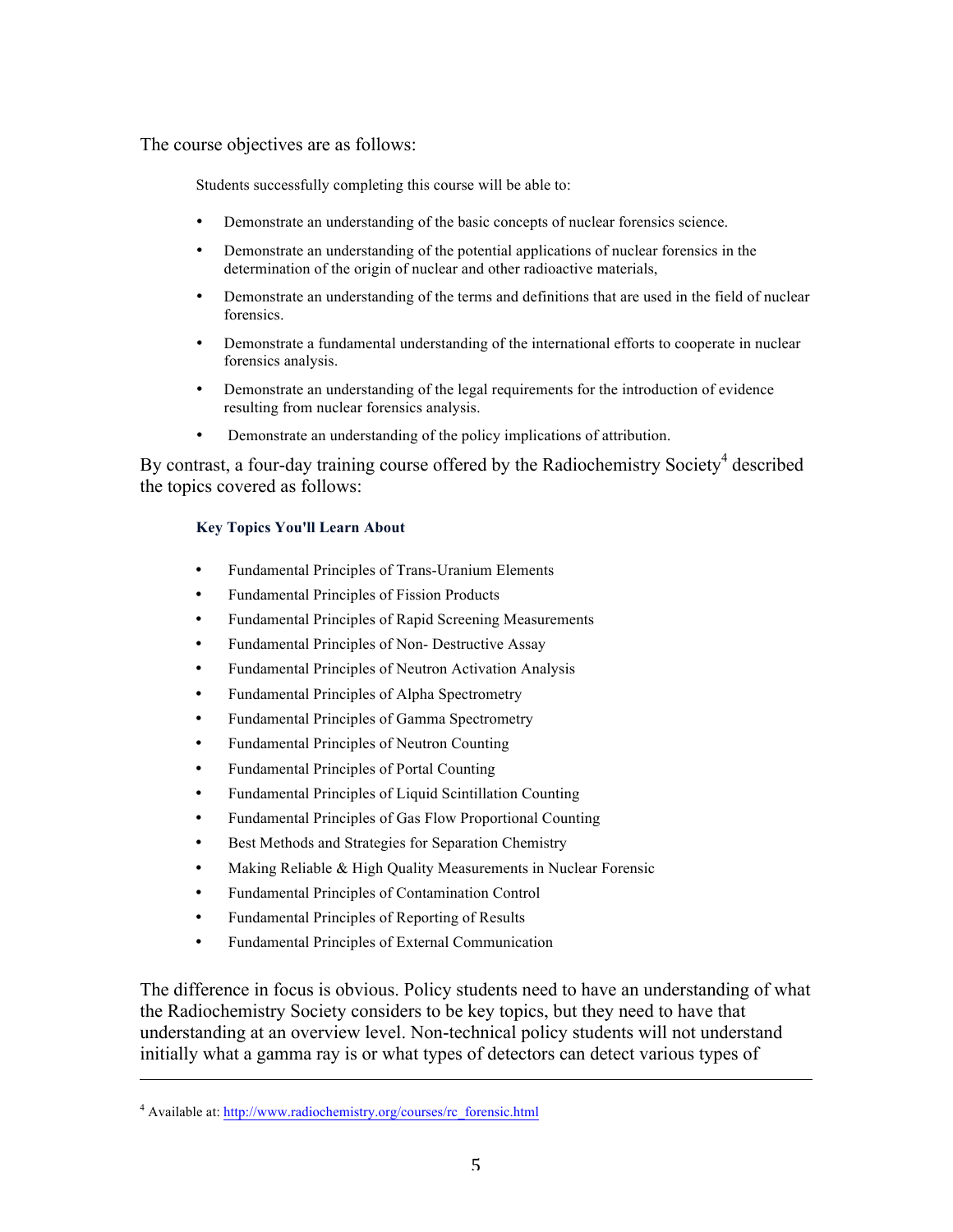The course objectives are as follows:

> Students successfully completing this course will be able to:
>
> - Demonstrate an understanding of the basic concepts of nuclear forensics science.
> - Demonstrate an understanding of the potential applications of nuclear forensics in the determination of the origin of nuclear and other radioactive materials,
> - Demonstrate an understanding of the terms and definitions that are used in the field of nuclear forensics.
> - Demonstrate a fundamental understanding of the international efforts to cooperate in nuclear forensics analysis.
> - Demonstrate an understanding of the legal requirements for the introduction of evidence resulting from nuclear forensics analysis.
> - Demonstrate an understanding of the policy implications of attribution.

By contrast, a four-day training course offered by the Radiochemistry Society[4] described the topics covered as follows:

> **Key Topics You'll Learn About**
>
> - Fundamental Principles of Trans-Uranium Elements
> - Fundamental Principles of Fission Products
> - Fundamental Principles of Rapid Screening Measurements
> - Fundamental Principles of Non- Destructive Assay
> - Fundamental Principles of Neutron Activation Analysis
> - Fundamental Principles of Alpha Spectrometry
> - Fundamental Principles of Gamma Spectrometry
> - Fundamental Principles of Neutron Counting
> - Fundamental Principles of Portal Counting
> - Fundamental Principles of Liquid Scintillation Counting
> - Fundamental Principles of Gas Flow Proportional Counting
> - Best Methods and Strategies for Separation Chemistry
> - Making Reliable & High Quality Measurements in Nuclear Forensic
> - Fundamental Principles of Contamination Control
> - Fundamental Principles of Reporting of Results
> - Fundamental Principles of External Communication

The difference in focus is obvious. Policy students need to have an understanding of what the Radiochemistry Society considers to be key topics, but they need to have that understanding at an overview level. Non-technical policy students will not understand initially what a gamma ray is or what types of detectors can detect various types of

---

[4] Available at: http://www.radiochemistry.org/courses/rc_forensic.html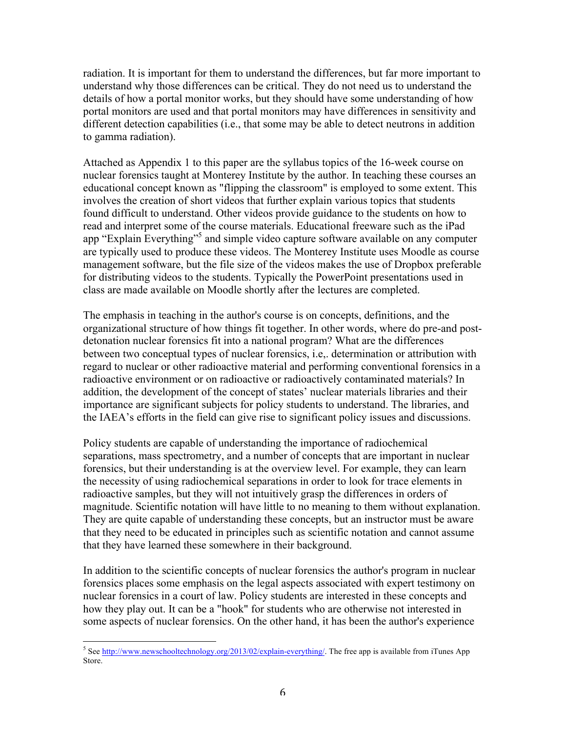radiation. It is important for them to understand the differences, but far more important to understand why those differences can be critical. They do not need us to understand the details of how a portal monitor works, but they should have some understanding of how portal monitors are used and that portal monitors may have differences in sensitivity and different detection capabilities (i.e., that some may be able to detect neutrons in addition to gamma radiation).

Attached as Appendix 1 to this paper are the syllabus topics of the 16-week course on nuclear forensics taught at Monterey Institute by the author. In teaching these courses an educational concept known as "flipping the classroom" is employed to some extent. This involves the creation of short videos that further explain various topics that students found difficult to understand. Other videos provide guidance to the students on how to read and interpret some of the course materials. Educational freeware such as the iPad app "Explain Everything"[5] and simple video capture software available on any computer are typically used to produce these videos. The Monterey Institute uses Moodle as course management software, but the file size of the videos makes the use of Dropbox preferable for distributing videos to the students. Typically the PowerPoint presentations used in class are made available on Moodle shortly after the lectures are completed.

The emphasis in teaching in the author's course is on concepts, definitions, and the organizational structure of how things fit together. In other words, where do pre-and post-detonation nuclear forensics fit into a national program? What are the differences between two conceptual types of nuclear forensics, i.e,. determination or attribution with regard to nuclear or other radioactive material and performing conventional forensics in a radioactive environment or on radioactive or radioactively contaminated materials? In addition, the development of the concept of states' nuclear materials libraries and their importance are significant subjects for policy students to understand. The libraries, and the IAEA's efforts in the field can give rise to significant policy issues and discussions.

Policy students are capable of understanding the importance of radiochemical separations, mass spectrometry, and a number of concepts that are important in nuclear forensics, but their understanding is at the overview level. For example, they can learn the necessity of using radiochemical separations in order to look for trace elements in radioactive samples, but they will not intuitively grasp the differences in orders of magnitude. Scientific notation will have little to no meaning to them without explanation. They are quite capable of understanding these concepts, but an instructor must be aware that they need to be educated in principles such as scientific notation and cannot assume that they have learned these somewhere in their background.

In addition to the scientific concepts of nuclear forensics the author's program in nuclear forensics places some emphasis on the legal aspects associated with expert testimony on nuclear forensics in a court of law. Policy students are interested in these concepts and how they play out. It can be a "hook" for students who are otherwise not interested in some aspects of nuclear forensics. On the other hand, it has been the author's experience

[5] See http://www.newschooltechnology.org/2013/02/explain-everything/. The free app is available from iTunes App Store.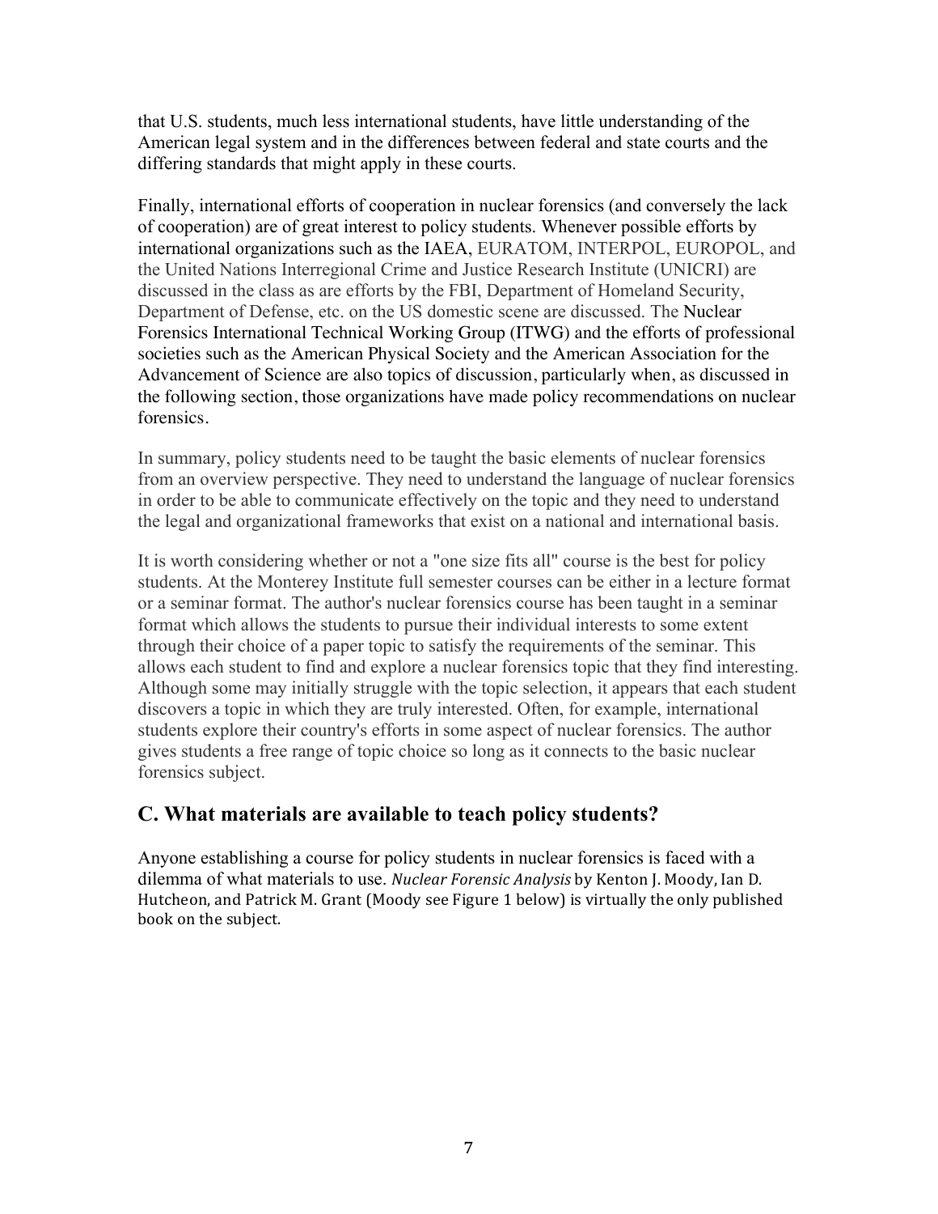that U.S. students, much less international students, have little understanding of the American legal system and in the differences between federal and state courts and the differing standards that might apply in these courts.

Finally, international efforts of cooperation in nuclear forensics (and conversely the lack of cooperation) are of great interest to policy students. Whenever possible efforts by international organizations such as the IAEA, EURATOM, INTERPOL, EUROPOL, and the United Nations Interregional Crime and Justice Research Institute (UNICRI) are discussed in the class as are efforts by the FBI, Department of Homeland Security, Department of Defense, etc. on the US domestic scene are discussed. The Nuclear Forensics International Technical Working Group (ITWG) and the efforts of professional societies such as the American Physical Society and the American Association for the Advancement of Science are also topics of discussion, particularly when, as discussed in the following section, those organizations have made policy recommendations on nuclear forensics.

In summary, policy students need to be taught the basic elements of nuclear forensics from an overview perspective. They need to understand the language of nuclear forensics in order to be able to communicate effectively on the topic and they need to understand the legal and organizational frameworks that exist on a national and international basis.

It is worth considering whether or not a "one size fits all" course is the best for policy students. At the Monterey Institute full semester courses can be either in a lecture format or a seminar format. The author's nuclear forensics course has been taught in a seminar format which allows the students to pursue their individual interests to some extent through their choice of a paper topic to satisfy the requirements of the seminar. This allows each student to find and explore a nuclear forensics topic that they find interesting. Although some may initially struggle with the topic selection, it appears that each student discovers a topic in which they are truly interested. Often, for example, international students explore their country's efforts in some aspect of nuclear forensics. The author gives students a free range of topic choice so long as it connects to the basic nuclear forensics subject.

## C. What materials are available to teach policy students?

Anyone establishing a course for policy students in nuclear forensics is faced with a dilemma of what materials to use. *Nuclear Forensic Analysis* by Kenton J. Moody, Ian D. Hutcheon, and Patrick M. Grant (Moody see Figure 1 below) is virtually the only published book on the subject.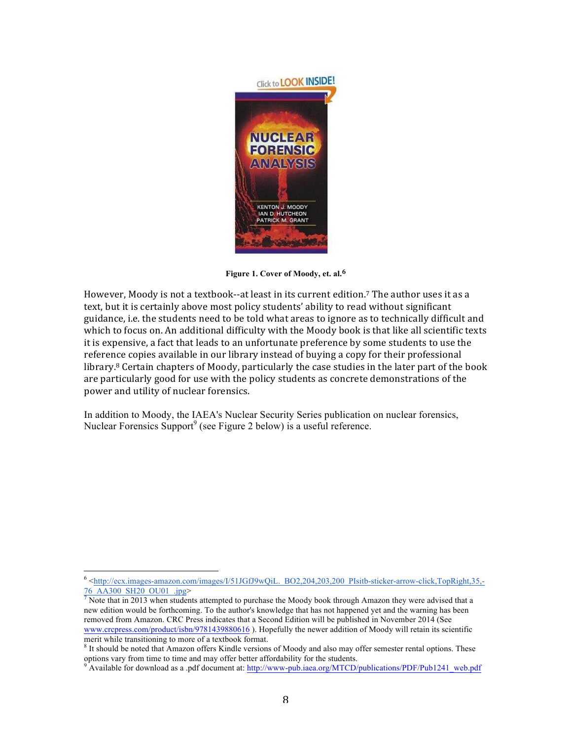**Figure 1. Cover of Moody, et. al.**[6]

However, Moody is not a textbook--at least in its current edition.[7] The author uses it as a text, but it is certainly above most policy students' ability to read without significant guidance, i.e. the students need to be told what areas to ignore as to technically difficult and which to focus on. An additional difficulty with the Moody book is that like all scientific texts it is expensive, a fact that leads to an unfortunate preference by some students to use the reference copies available in our library instead of buying a copy for their professional library.[8] Certain chapters of Moody, particularly the case studies in the later part of the book are particularly good for use with the policy students as concrete demonstrations of the power and utility of nuclear forensics.

In addition to Moody, the IAEA's Nuclear Security Series publication on nuclear forensics, Nuclear Forensics Support[9] (see Figure 2 below) is a useful reference.

---

[6] <http://ecx.images-amazon.com/images/I/51JGfJ9wQiL._BO2,204,203,200_PIsitb-sticker-arrow-click,TopRight,35,-76_AA300_SH20_OU01_.jpg>

[7] Note that in 2013 when students attempted to purchase the Moody book through Amazon they were advised that a new edition would be forthcoming. To the author's knowledge that has not happened yet and the warning has been removed from Amazon. CRC Press indicates that a Second Edition will be published in November 2014 (See www.crcpress.com/product/isbn/9781439880616 ). Hopefully the newer addition of Moody will retain its scientific merit while transitioning to more of a textbook format.

[8] It should be noted that Amazon offers Kindle versions of Moody and also may offer semester rental options. These options vary from time to time and may offer better affordability for the students.

[9] Available for download as a .pdf document at: http://www-pub.iaea.org/MTCD/publications/PDF/Pub1241_web.pdf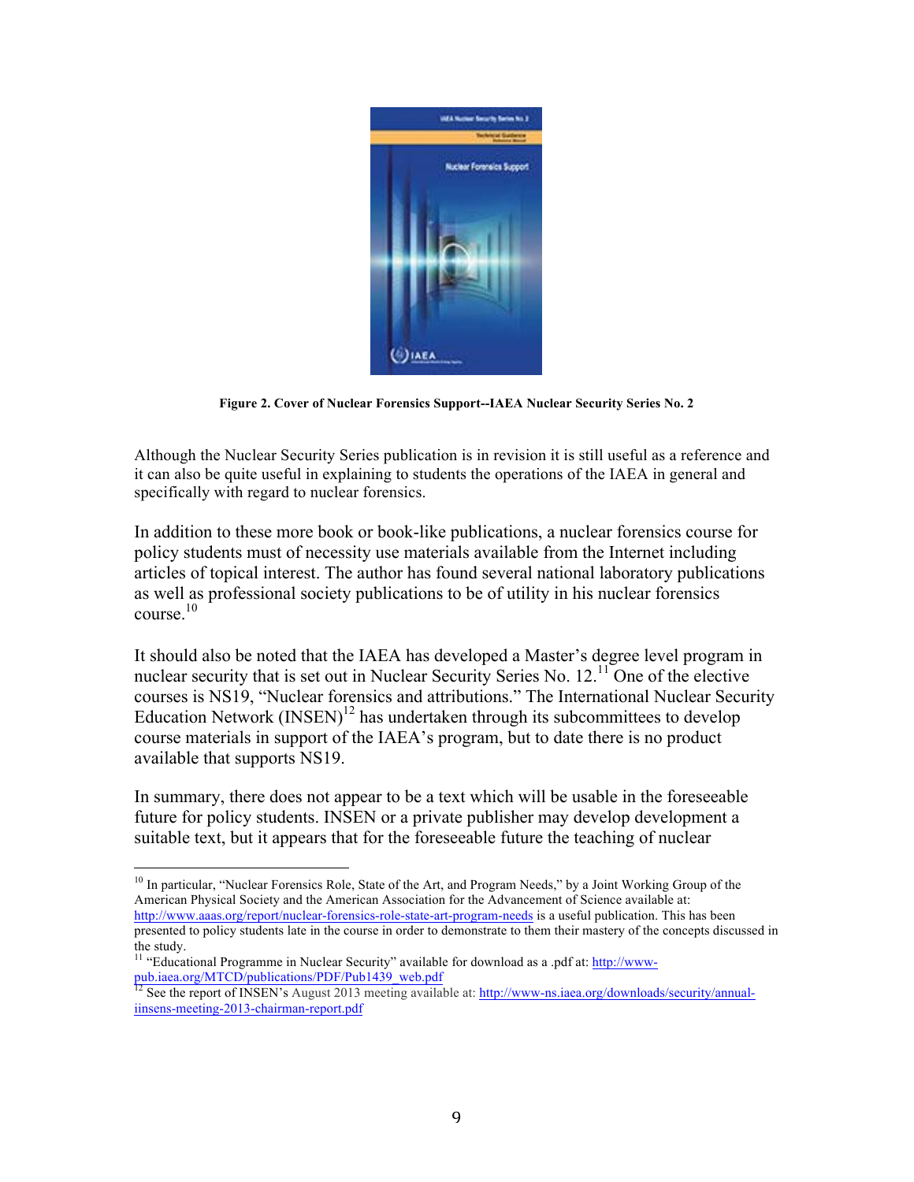**Figure 2. Cover of Nuclear Forensics Support--IAEA Nuclear Security Series No. 2**

Although the Nuclear Security Series publication is in revision it is still useful as a reference and it can also be quite useful in explaining to students the operations of the IAEA in general and specifically with regard to nuclear forensics.

In addition to these more book or book-like publications, a nuclear forensics course for policy students must of necessity use materials available from the Internet including articles of topical interest. The author has found several national laboratory publications as well as professional society publications to be of utility in his nuclear forensics course.[10]

It should also be noted that the IAEA has developed a Master's degree level program in nuclear security that is set out in Nuclear Security Series No. 12.[11] One of the elective courses is NS19, "Nuclear forensics and attributions." The International Nuclear Security Education Network (INSEN)[12] has undertaken through its subcommittees to develop course materials in support of the IAEA's program, but to date there is no product available that supports NS19.

In summary, there does not appear to be a text which will be usable in the foreseeable future for policy students. INSEN or a private publisher may develop development a suitable text, but it appears that for the foreseeable future the teaching of nuclear

---

[10] In particular, "Nuclear Forensics Role, State of the Art, and Program Needs," by a Joint Working Group of the American Physical Society and the American Association for the Advancement of Science available at: http://www.aaas.org/report/nuclear-forensics-role-state-art-program-needs is a useful publication. This has been presented to policy students late in the course in order to demonstrate to them their mastery of the concepts discussed in the study.

[11] "Educational Programme in Nuclear Security" available for download as a .pdf at: http://www-pub.iaea.org/MTCD/publications/PDF/Pub1439_web.pdf

[12] See the report of INSEN's August 2013 meeting available at: http://www-ns.iaea.org/downloads/security/annual-iinsens-meeting-2013-chairman-report.pdf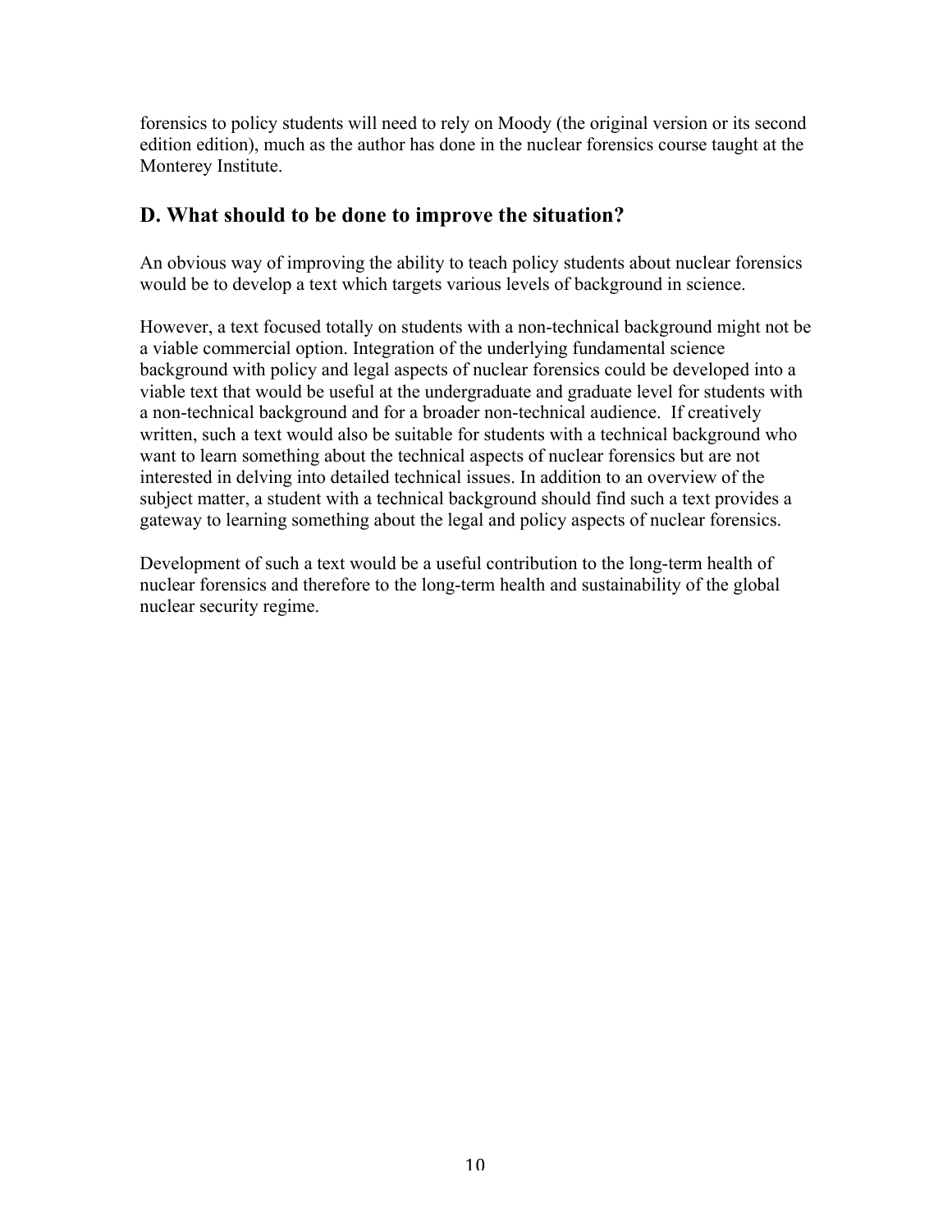forensics to policy students will need to rely on Moody (the original version or its second edition edition), much as the author has done in the nuclear forensics course taught at the Monterey Institute.

## D. What should to be done to improve the situation?

An obvious way of improving the ability to teach policy students about nuclear forensics would be to develop a text which targets various levels of background in science.

However, a text focused totally on students with a non-technical background might not be a viable commercial option. Integration of the underlying fundamental science background with policy and legal aspects of nuclear forensics could be developed into a viable text that would be useful at the undergraduate and graduate level for students with a non-technical background and for a broader non-technical audience. If creatively written, such a text would also be suitable for students with a technical background who want to learn something about the technical aspects of nuclear forensics but are not interested in delving into detailed technical issues. In addition to an overview of the subject matter, a student with a technical background should find such a text provides a gateway to learning something about the legal and policy aspects of nuclear forensics.

Development of such a text would be a useful contribution to the long-term health of nuclear forensics and therefore to the long-term health and sustainability of the global nuclear security regime.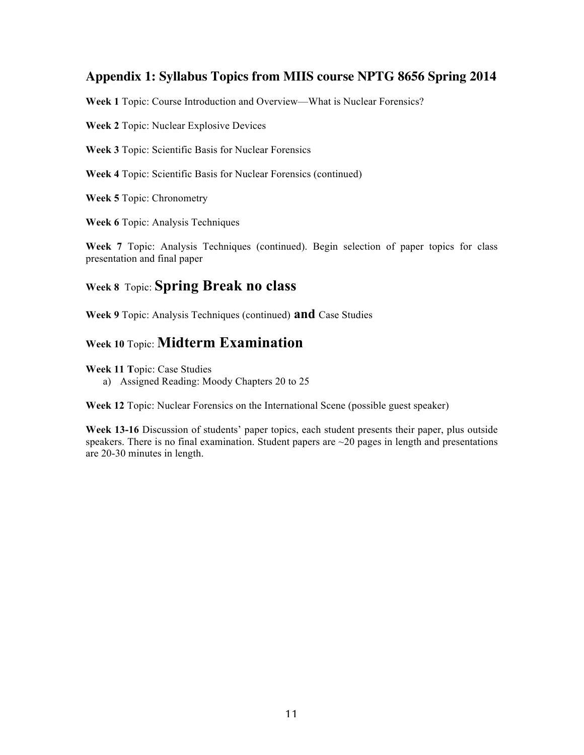## Appendix 1: Syllabus Topics from MIIS course NPTG 8656 Spring 2014

**Week 1** Topic: Course Introduction and Overview—What is Nuclear Forensics?

**Week 2** Topic: Nuclear Explosive Devices

**Week 3** Topic: Scientific Basis for Nuclear Forensics

**Week 4** Topic: Scientific Basis for Nuclear Forensics (continued)

**Week 5** Topic: Chronometry

**Week 6** Topic: Analysis Techniques

**Week 7** Topic: Analysis Techniques (continued). Begin selection of paper topics for class presentation and final paper

**Week 8** Topic: **Spring Break no class**

**Week 9** Topic: Analysis Techniques (continued) **and** Case Studies

**Week 10** Topic: **Midterm Examination**

**Week 11 T**opic: Case Studies

a) Assigned Reading: Moody Chapters 20 to 25

**Week 12** Topic: Nuclear Forensics on the International Scene (possible guest speaker)

**Week 13-16** Discussion of students' paper topics, each student presents their paper, plus outside speakers. There is no final examination. Student papers are ~20 pages in length and presentations are 20-30 minutes in length.